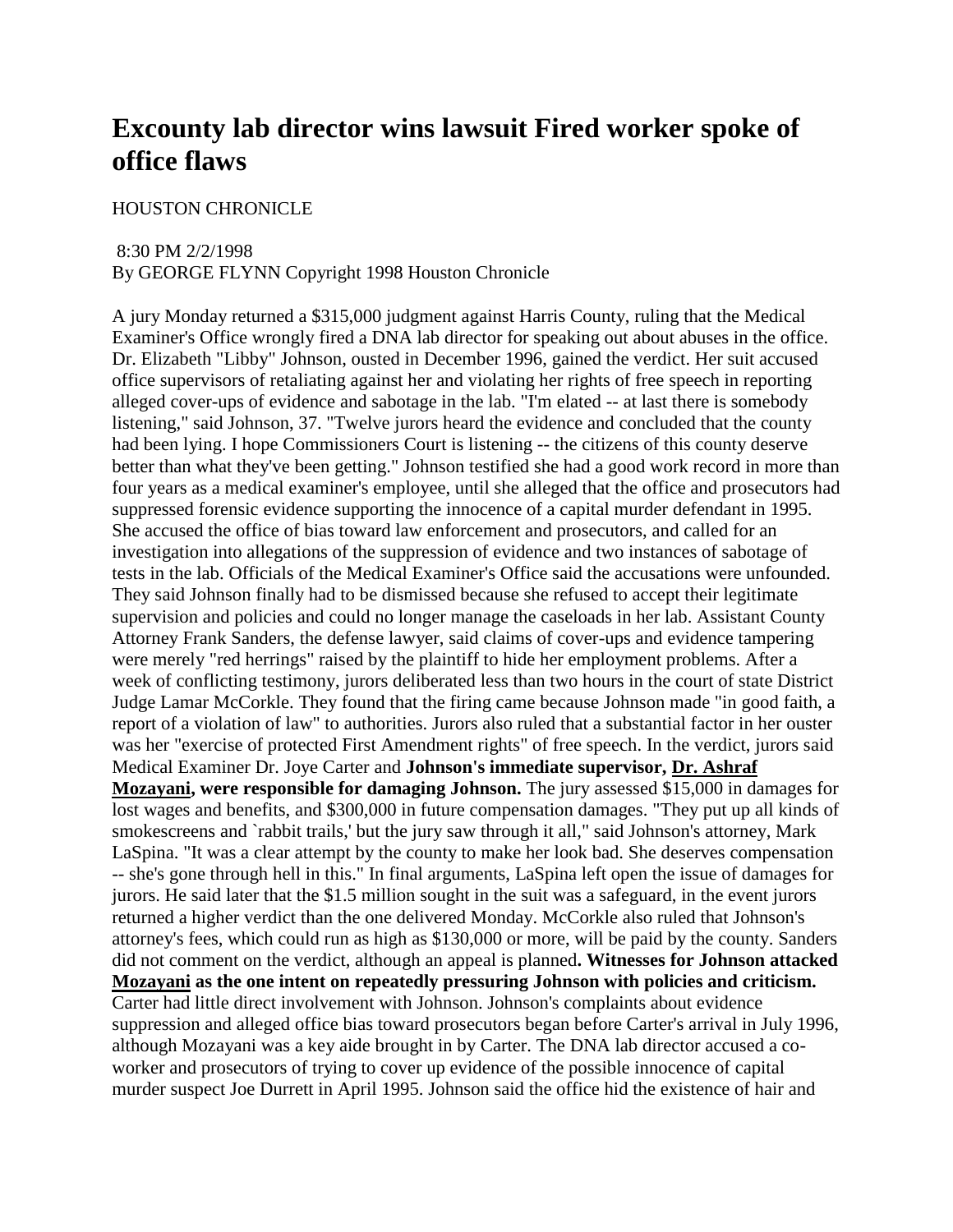# Excounty lab director wins lawsuit Fired worker spoke of office flaws

HOUSTON CHRONICLE

8:30 PM 2/2/1998
By GEORGE FLYNN Copyright 1998 Houston Chronicle

A jury Monday returned a $315,000 judgment against Harris County, ruling that the Medical Examiner's Office wrongly fired a DNA lab director for speaking out about abuses in the office. Dr. Elizabeth "Libby" Johnson, ousted in December 1996, gained the verdict. Her suit accused office supervisors of retaliating against her and violating her rights of free speech in reporting alleged cover-ups of evidence and sabotage in the lab. "I'm elated -- at last there is somebody listening," said Johnson, 37. "Twelve jurors heard the evidence and concluded that the county had been lying. I hope Commissioners Court is listening -- the citizens of this county deserve better than what they've been getting." Johnson testified she had a good work record in more than four years as a medical examiner's employee, until she alleged that the office and prosecutors had suppressed forensic evidence supporting the innocence of a capital murder defendant in 1995. She accused the office of bias toward law enforcement and prosecutors, and called for an investigation into allegations of the suppression of evidence and two instances of sabotage of tests in the lab. Officials of the Medical Examiner's Office said the accusations were unfounded. They said Johnson finally had to be dismissed because she refused to accept their legitimate supervision and policies and could no longer manage the caseloads in her lab. Assistant County Attorney Frank Sanders, the defense lawyer, said claims of cover-ups and evidence tampering were merely "red herrings" raised by the plaintiff to hide her employment problems. After a week of conflicting testimony, jurors deliberated less than two hours in the court of state District Judge Lamar McCorkle. They found that the firing came because Johnson made "in good faith, a report of a violation of law" to authorities. Jurors also ruled that a substantial factor in her ouster was her "exercise of protected First Amendment rights" of free speech. In the verdict, jurors said Medical Examiner Dr. Joye Carter and **Johnson's immediate supervisor, Dr. Ashraf Mozayani, were responsible for damaging Johnson.** The jury assessed $15,000 in damages for lost wages and benefits, and $300,000 in future compensation damages. "They put up all kinds of smokescreens and `rabbit trails,' but the jury saw through it all," said Johnson's attorney, Mark LaSpina. "It was a clear attempt by the county to make her look bad. She deserves compensation -- she's gone through hell in this." In final arguments, LaSpina left open the issue of damages for jurors. He said later that the $1.5 million sought in the suit was a safeguard, in the event jurors returned a higher verdict than the one delivered Monday. McCorkle also ruled that Johnson's attorney's fees, which could run as high as $130,000 or more, will be paid by the county. Sanders did not comment on the verdict, although an appeal is planned**. Witnesses for Johnson attacked Mozayani as the one intent on repeatedly pressuring Johnson with policies and criticism.** Carter had little direct involvement with Johnson. Johnson's complaints about evidence suppression and alleged office bias toward prosecutors began before Carter's arrival in July 1996, although Mozayani was a key aide brought in by Carter. The DNA lab director accused a co-worker and prosecutors of trying to cover up evidence of the possible innocence of capital murder suspect Joe Durrett in April 1995. Johnson said the office hid the existence of hair and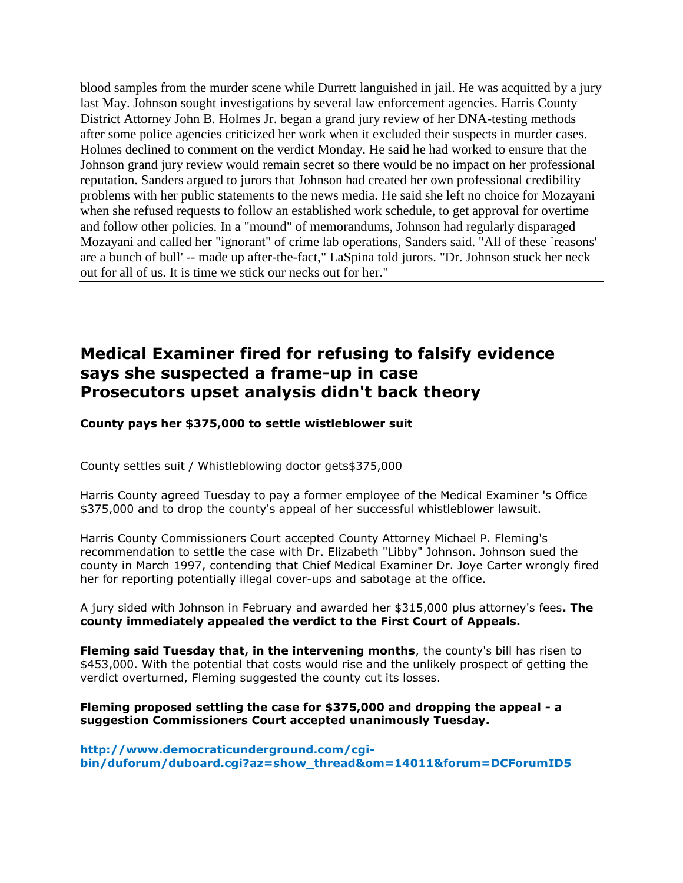blood samples from the murder scene while Durrett languished in jail. He was acquitted by a jury last May. Johnson sought investigations by several law enforcement agencies. Harris County District Attorney John B. Holmes Jr. began a grand jury review of her DNA-testing methods after some police agencies criticized her work when it excluded their suspects in murder cases. Holmes declined to comment on the verdict Monday. He said he had worked to ensure that the Johnson grand jury review would remain secret so there would be no impact on her professional reputation. Sanders argued to jurors that Johnson had created her own professional credibility problems with her public statements to the news media. He said she left no choice for Mozayani when she refused requests to follow an established work schedule, to get approval for overtime and follow other policies. In a "mound" of memorandums, Johnson had regularly disparaged Mozayani and called her "ignorant" of crime lab operations, Sanders said. "All of these `reasons' are a bunch of bull' -- made up after-the-fact," LaSpina told jurors. "Dr. Johnson stuck her neck out for all of us. It is time we stick our necks out for her."

---

## Medical Examiner fired for refusing to falsify evidence says she suspected a frame-up in case
## Prosecutors upset analysis didn't back theory

**County pays her $375,000 to settle wistleblower suit**

County settles suit / Whistleblowing doctor gets$375,000

Harris County agreed Tuesday to pay a former employee of the Medical Examiner 's Office $375,000 and to drop the county's appeal of her successful whistleblower lawsuit.

Harris County Commissioners Court accepted County Attorney Michael P. Fleming's recommendation to settle the case with Dr. Elizabeth "Libby" Johnson. Johnson sued the county in March 1997, contending that Chief Medical Examiner Dr. Joye Carter wrongly fired her for reporting potentially illegal cover-ups and sabotage at the office.

A jury sided with Johnson in February and awarded her $315,000 plus attorney's fees**. The county immediately appealed the verdict to the First Court of Appeals.**

**Fleming said Tuesday that, in the intervening months**, the county's bill has risen to $453,000. With the potential that costs would rise and the unlikely prospect of getting the verdict overturned, Fleming suggested the county cut its losses.

**Fleming proposed settling the case for $375,000 and dropping the appeal - a suggestion Commissioners Court accepted unanimously Tuesday.**

**http://www.democraticunderground.com/cgi-bin/duforum/duboard.cgi?az=show_thread&om=14011&forum=DCForumID5**